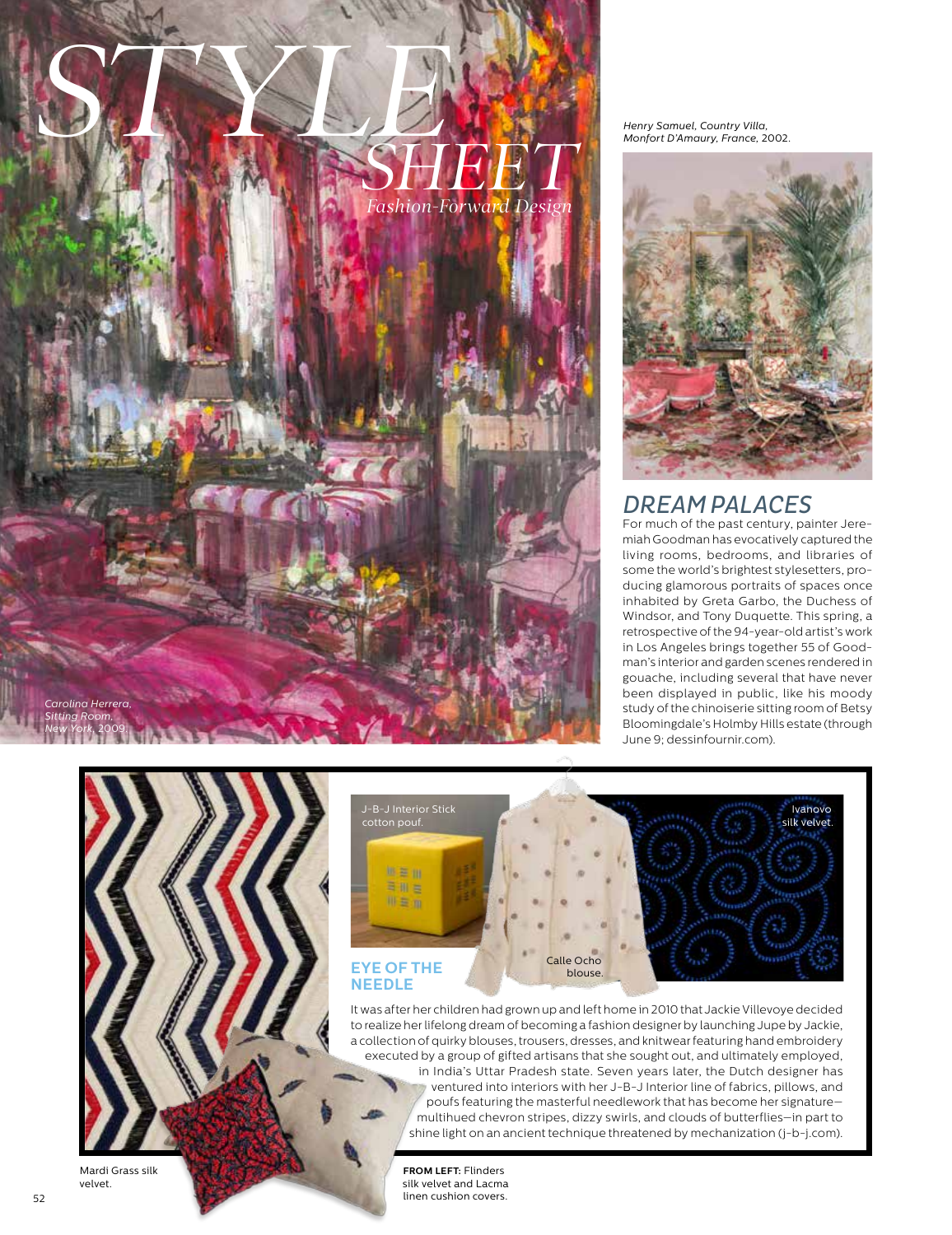# STYLE SHEET

*Fashion-Forward Design*

*Carolina Herrera, Sitting Room, New York,* 2009.

*Henry Samuel, Country Villa, Monfort D'Amaury, France,* 2002.

## DREAM PALACES

For much of the past century, painter Jeremiah Goodman has evocatively captured the living rooms, bedrooms, and libraries of some the world's brightest stylesetters, producing glamorous portraits of spaces once inhabited by Greta Garbo, the Duchess of Windsor, and Tony Duquette. This spring, a retrospective of the 94-year-old artist's work in Los Angeles brings together 55 of Goodman's interior and garden scenes rendered in gouache, including several that have never been displayed in public, like his moody study of the chinoiserie sitting room of Betsy Bloomingdale's Holmby Hills estate (through June 9; dessinfournir.com).

## EYE OF THE NEEDLE

J-B-J Interior Stick cotton pouf.

Calle Ocho blouse.

Ivanovo silk velvet.

It was after her children had grown up and left home in 2010 that Jackie Villevoye decided to realize her lifelong dream of becoming a fashion designer by launching Jupe by Jackie, a collection of quirky blouses, trousers, dresses, and knitwear featuring hand embroidery executed by a group of gifted artisans that she sought out, and ultimately employed, in India's Uttar Pradesh state. Seven years later, the Dutch designer has ventured into interiors with her J-B-J Interior line of fabrics, pillows, and poufs featuring the masterful needlework that has become her signature—multihued chevron stripes, dizzy swirls, and clouds of butterflies—in part to shine light on an ancient technique threatened by mechanization (j-b-j.com).

Mardi Grass silk velvet.

**FROM LEFT:** Flinders silk velvet and Lacma linen cushion covers.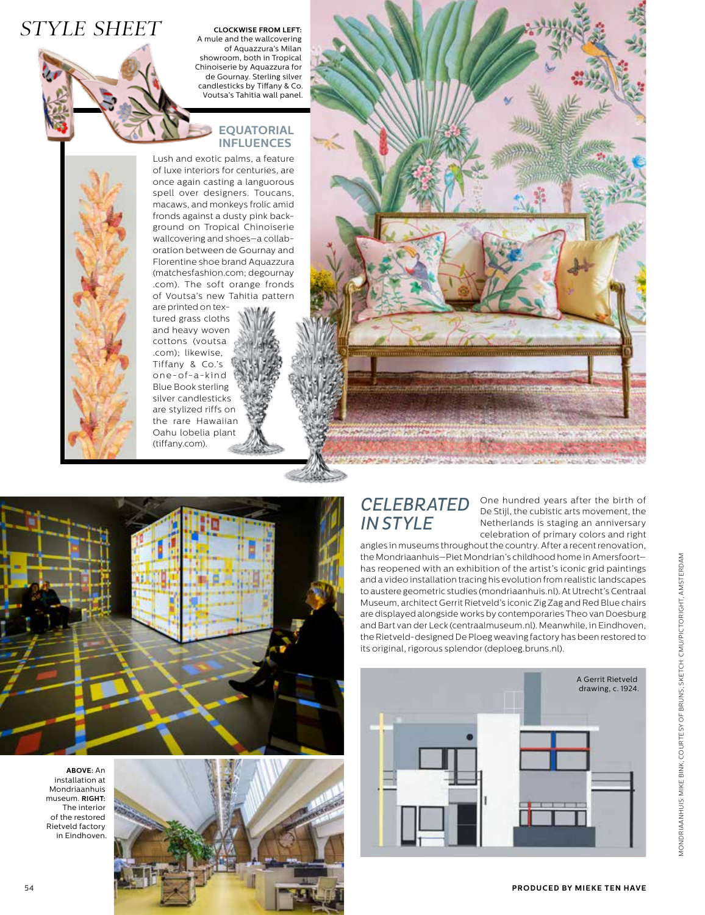# STYLE SHEET

**CLOCKWISE FROM LEFT:** A mule and the wallcovering of Aquazzura's Milan showroom, both in Tropical Chinoiserie by Aquazzura for de Gournay. Sterling silver candlesticks by Tiffany & Co. Voutsa's Tahitia wall panel.

## EQUATORIAL INFLUENCES

Lush and exotic palms, a feature of luxe interiors for centuries, are once again casting a languorous spell over designers. Toucans, macaws, and monkeys frolic amid fronds against a dusty pink background on Tropical Chinoiserie wallcovering and shoes—a collaboration between de Gournay and Florentine shoe brand Aquazzura (matchesfashion.com; degournay.com). The soft orange fronds of Voutsa's new Tahitia pattern are printed on textured grass cloths and heavy woven cottons (voutsa.com); likewise, Tiffany & Co.'s one-of-a-kind Blue Book sterling silver candlesticks are stylized riffs on the rare Hawaiian Oahu lobelia plant (tiffany.com).

## CELEBRATED IN STYLE

One hundred years after the birth of De Stijl, the cubistic arts movement, the Netherlands is staging an anniversary celebration of primary colors and right angles in museums throughout the country. After a recent renovation, the Mondriaanhuis—Piet Mondrian's childhood home in Amersfoort—has reopened with an exhibition of the artist's iconic grid paintings and a video installation tracing his evolution from realistic landscapes to austere geometric studies (mondriaanhuis.nl). At Utrecht's Centraal Museum, architect Gerrit Rietveld's iconic Zig Zag and Red Blue chairs are displayed alongside works by contemporaries Theo van Doesburg and Bart van der Leck (centraalmuseum.nl). Meanwhile, in Eindhoven, the Rietveld-designed De Ploeg weaving factory has been restored to its original, rigorous splendor (deploeg.bruns.nl).

**ABOVE:** An installation at Mondriaanhuis museum. **RIGHT:** The interior of the restored Rietveld factory in Eindhoven.

A Gerrit Rietveld drawing, c. 1924.

MONDRIAANHUIS: MIKE BINK; COURTESY OF BRUNS; SKETCH: CMU/PICTORIGHT, AMSTERDAM

**PRODUCED BY MIEKE TEN HAVE**